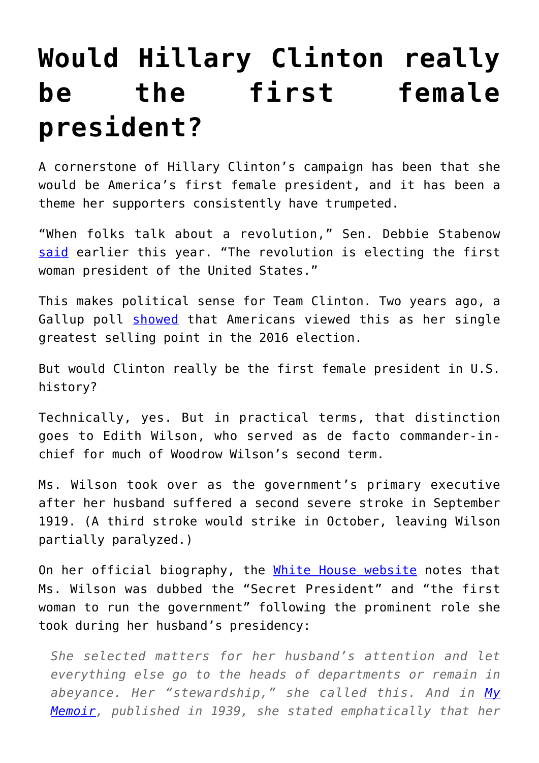# Would Hillary Clinton really be the first female president?

A cornerstone of Hillary Clinton's campaign has been that she would be America's first female president, and it has been a theme her supporters consistently have trumpeted.

"When folks talk about a revolution," Sen. Debbie Stabenow said earlier this year. "The revolution is electing the first woman president of the United States."

This makes political sense for Team Clinton. Two years ago, a Gallup poll showed that Americans viewed this as her single greatest selling point in the 2016 election.

But would Clinton really be the first female president in U.S. history?

Technically, yes. But in practical terms, that distinction goes to Edith Wilson, who served as de facto commander-in-chief for much of Woodrow Wilson's second term.

Ms. Wilson took over as the government's primary executive after her husband suffered a second severe stroke in September 1919. (A third stroke would strike in October, leaving Wilson partially paralyzed.)

On her official biography, the White House website notes that Ms. Wilson was dubbed the "Secret President" and "the first woman to run the government" following the prominent role she took during her husband's presidency:

> *She selected matters for her husband's attention and let everything else go to the heads of departments or remain in abeyance. Her "stewardship," she called this. And in My Memoir, published in 1939, she stated emphatically that her*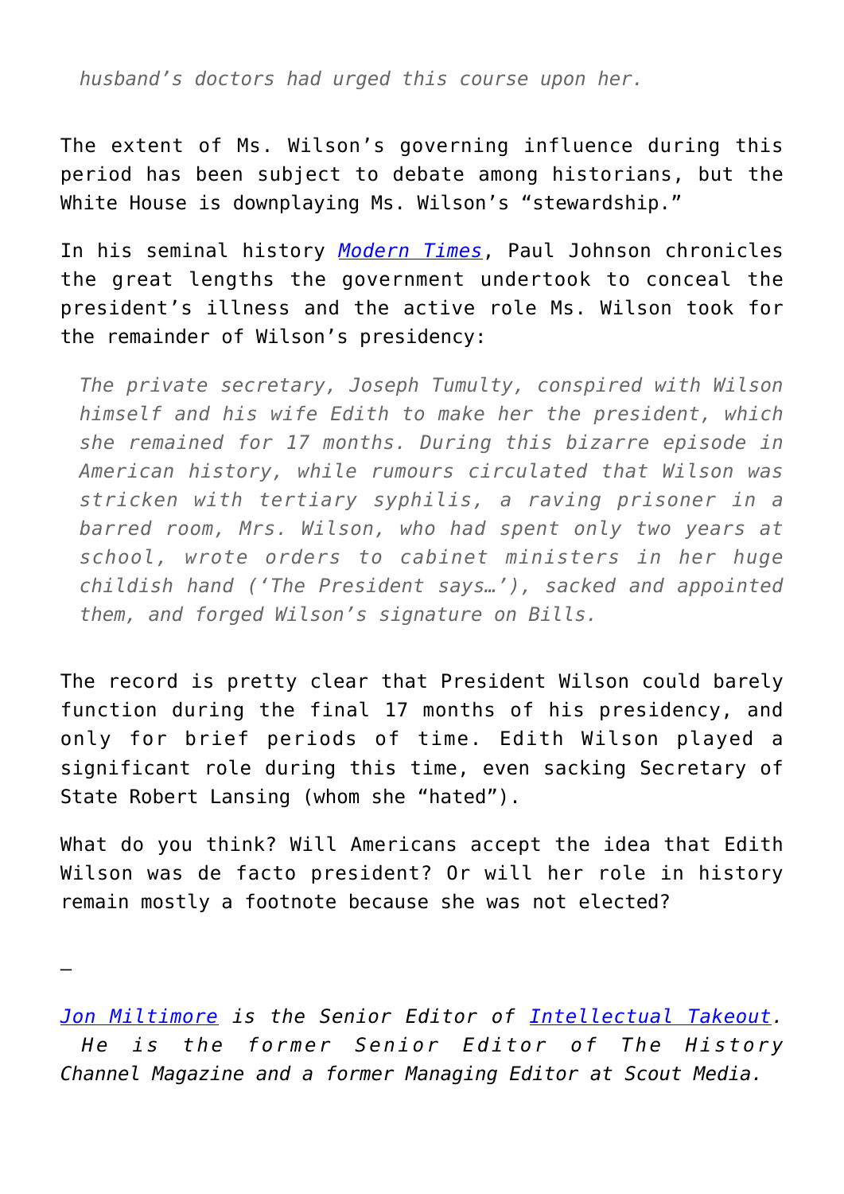> *husband's doctors had urged this course upon her.*

The extent of Ms. Wilson's governing influence during this period has been subject to debate among historians, but the White House is downplaying Ms. Wilson's "stewardship."

In his seminal history *Modern Times*, Paul Johnson chronicles the great lengths the government undertook to conceal the president's illness and the active role Ms. Wilson took for the remainder of Wilson's presidency:

> *The private secretary, Joseph Tumulty, conspired with Wilson himself and his wife Edith to make her the president, which she remained for 17 months. During this bizarre episode in American history, while rumours circulated that Wilson was stricken with tertiary syphilis, a raving prisoner in a barred room, Mrs. Wilson, who had spent only two years at school, wrote orders to cabinet ministers in her huge childish hand ('The President says…'), sacked and appointed them, and forged Wilson's signature on Bills.*

The record is pretty clear that President Wilson could barely function during the final 17 months of his presidency, and only for brief periods of time. Edith Wilson played a significant role during this time, even sacking Secretary of State Robert Lansing (whom she "hated").

What do you think? Will Americans accept the idea that Edith Wilson was de facto president? Or will her role in history remain mostly a footnote because she was not elected?

—

*Jon Miltimore is the Senior Editor of Intellectual Takeout. He is the former Senior Editor of The History Channel Magazine and a former Managing Editor at Scout Media.*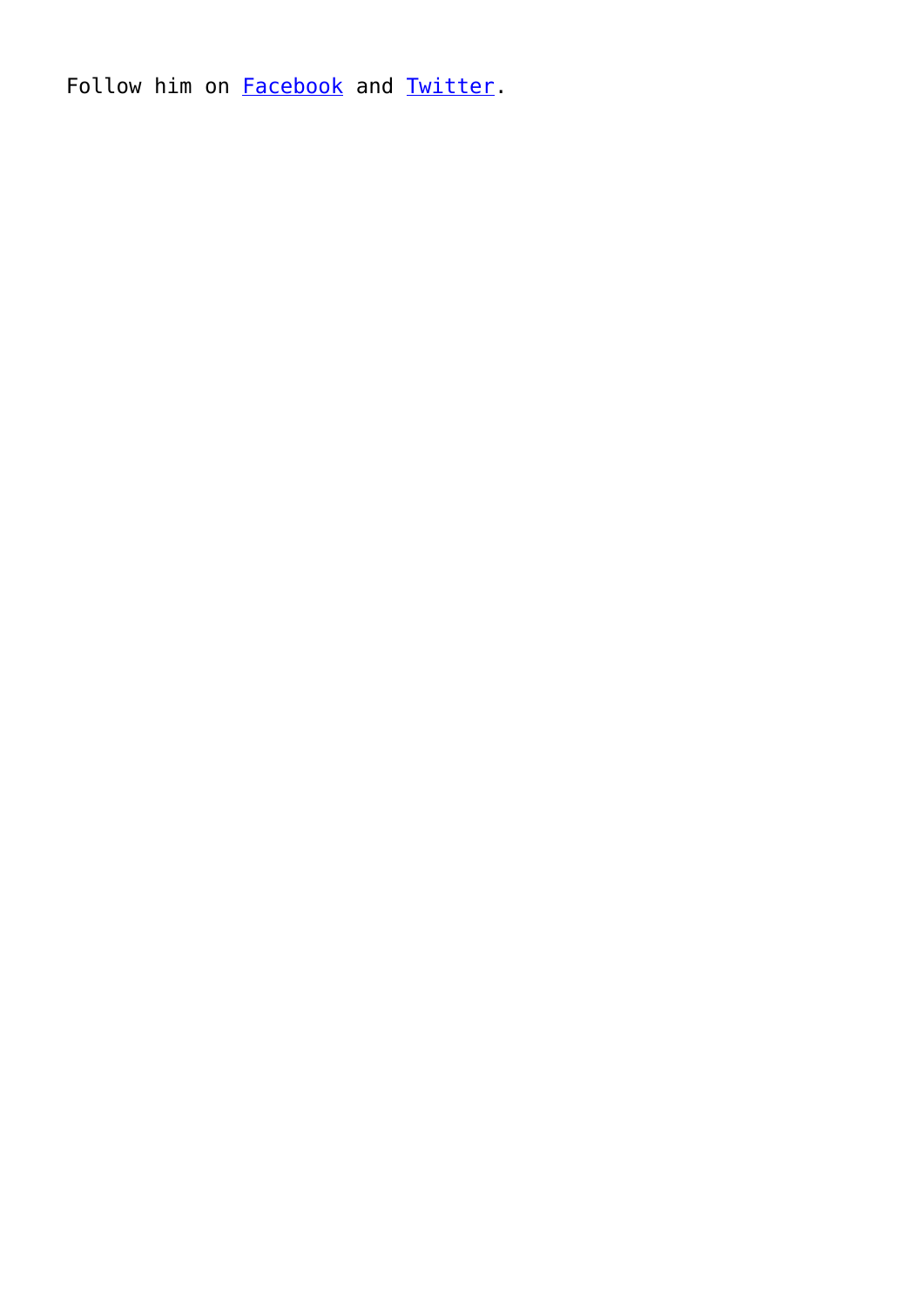Follow him on Facebook and Twitter.